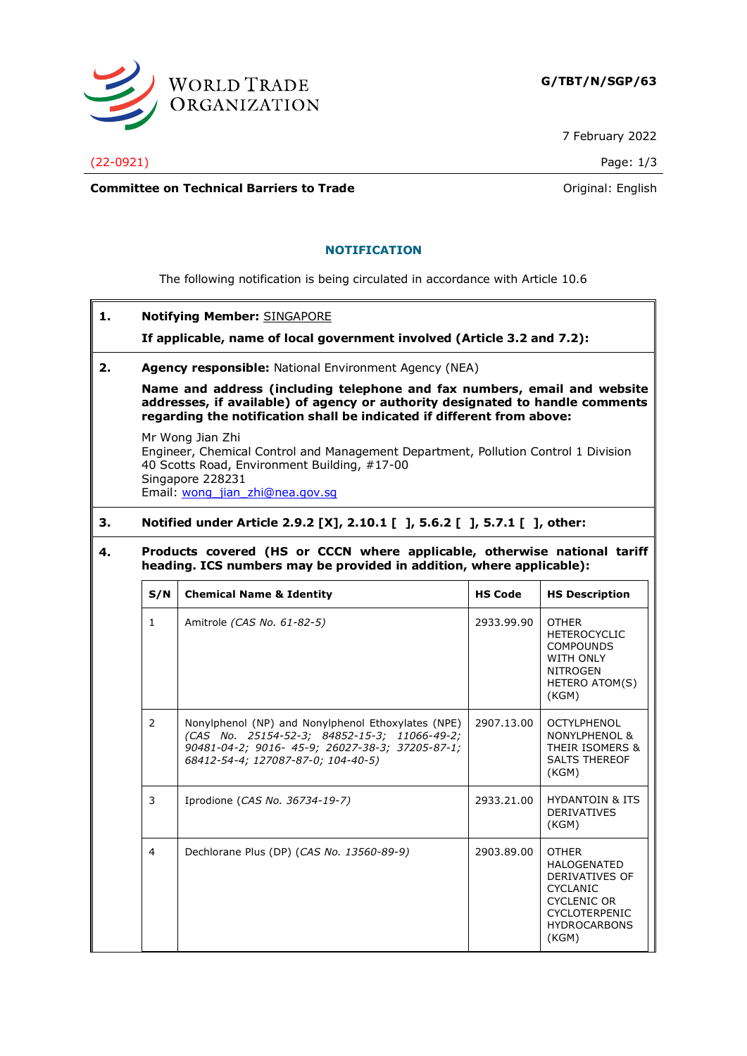**G/TBT/N/SGP/63**

7 February 2022

(22-0921)

**Committee on Technical Barriers to Trade**

Original: English

## NOTIFICATION

The following notification is being circulated in accordance with Article 10.6

**1. Notifying Member:** SINGAPORE

**If applicable, name of local government involved (Article 3.2 and 7.2):**

**2. Agency responsible:** National Environment Agency (NEA)

**Name and address (including telephone and fax numbers, email and website addresses, if available) of agency or authority designated to handle comments regarding the notification shall be indicated if different from above:**

Mr Wong Jian Zhi
Engineer, Chemical Control and Management Department, Pollution Control 1 Division
40 Scotts Road, Environment Building, #17-00
Singapore 228231
Email: wong_jian_zhi@nea.gov.sg

**3. Notified under Article 2.9.2 [X], 2.10.1 [ ], 5.6.2 [ ], 5.7.1 [ ], other:**

**4. Products covered (HS or CCCN where applicable, otherwise national tariff heading. ICS numbers may be provided in addition, where applicable):**

| S/N | Chemical Name & Identity | HS Code | HS Description |
|---|---|---|---|
| 1 | Amitrole *(CAS No. 61-82-5)* | 2933.99.90 | OTHER HETEROCYCLIC COMPOUNDS WITH ONLY NITROGEN HETERO ATOM(S) (KGM) |
| 2 | Nonylphenol (NP) and Nonylphenol Ethoxylates (NPE) *(CAS No. 25154-52-3; 84852-15-3; 11066-49-2; 90481-04-2; 9016- 45-9; 26027-38-3; 37205-87-1; 68412-54-4; 127087-87-0; 104-40-5)* | 2907.13.00 | OCTYLPHENOL NONYLPHENOL & THEIR ISOMERS & SALTS THEREOF (KGM) |
| 3 | Iprodione (*CAS No. 36734-19-7)* | 2933.21.00 | HYDANTOIN & ITS DERIVATIVES (KGM) |
| 4 | Dechlorane Plus (DP) (*CAS No. 13560-89-9)* | 2903.89.00 | OTHER HALOGENATED DERIVATIVES OF CYCLANIC CYCLENIC OR CYCLOTERPENIC HYDROCARBONS (KGM) |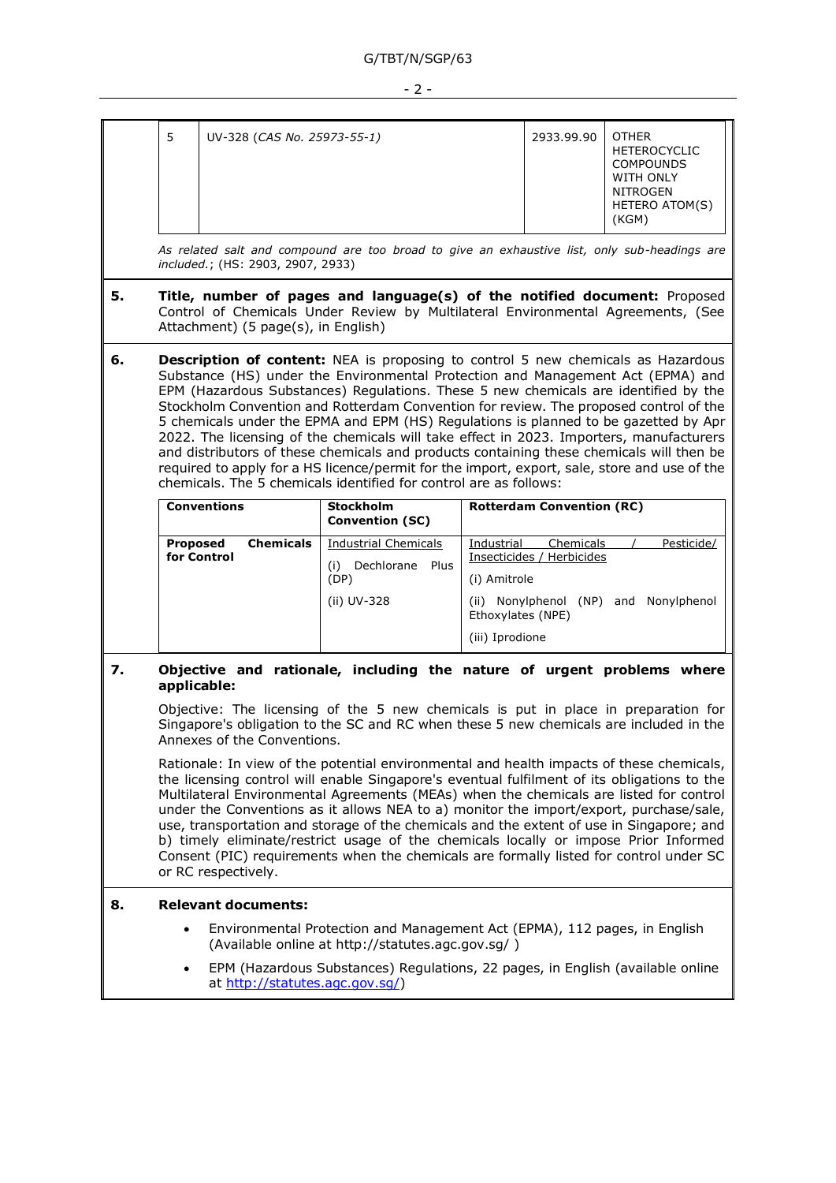| | | | |
|---|---|---|---|
| 5 | UV-328 (*CAS No. 25973-55-1)* | 2933.99.90 | OTHER HETEROCYCLIC COMPOUNDS WITH ONLY NITROGEN HETERO ATOM(S) (KGM) |

*As related salt and compound are too broad to give an exhaustive list, only sub-headings are included.*; (HS: 2903, 2907, 2933)

**5. Title, number of pages and language(s) of the notified document:** Proposed Control of Chemicals Under Review by Multilateral Environmental Agreements, (See Attachment) (5 page(s), in English)

**6. Description of content:** NEA is proposing to control 5 new chemicals as Hazardous Substance (HS) under the Environmental Protection and Management Act (EPMA) and EPM (Hazardous Substances) Regulations. These 5 new chemicals are identified by the Stockholm Convention and Rotterdam Convention for review. The proposed control of the 5 chemicals under the EPMA and EPM (HS) Regulations is planned to be gazetted by Apr 2022. The licensing of the chemicals will take effect in 2023. Importers, manufacturers and distributors of these chemicals and products containing these chemicals will then be required to apply for a HS licence/permit for the import, export, sale, store and use of the chemicals. The 5 chemicals identified for control are as follows:

| **Conventions** | **Stockholm Convention (SC)** | **Rotterdam Convention (RC)** |
|---|---|---|
| **Proposed Chemicals for Control** | Industrial Chemicals<br>(i) Dechlorane Plus (DP)<br>(ii) UV-328 | Industrial Chemicals / Pesticide/ Insecticides / Herbicides<br>(i) Amitrole<br>(ii) Nonylphenol (NP) and Nonylphenol Ethoxylates (NPE)<br>(iii) Iprodione |

**7. Objective and rationale, including the nature of urgent problems where applicable:**

Objective: The licensing of the 5 new chemicals is put in place in preparation for Singapore's obligation to the SC and RC when these 5 new chemicals are included in the Annexes of the Conventions.

Rationale: In view of the potential environmental and health impacts of these chemicals, the licensing control will enable Singapore's eventual fulfilment of its obligations to the Multilateral Environmental Agreements (MEAs) when the chemicals are listed for control under the Conventions as it allows NEA to a) monitor the import/export, purchase/sale, use, transportation and storage of the chemicals and the extent of use in Singapore; and b) timely eliminate/restrict usage of the chemicals locally or impose Prior Informed Consent (PIC) requirements when the chemicals are formally listed for control under SC or RC respectively.

**8. Relevant documents:**

- Environmental Protection and Management Act (EPMA), 112 pages, in English (Available online at http://statutes.agc.gov.sg/ )
- EPM (Hazardous Substances) Regulations, 22 pages, in English (available online at http://statutes.agc.gov.sg/)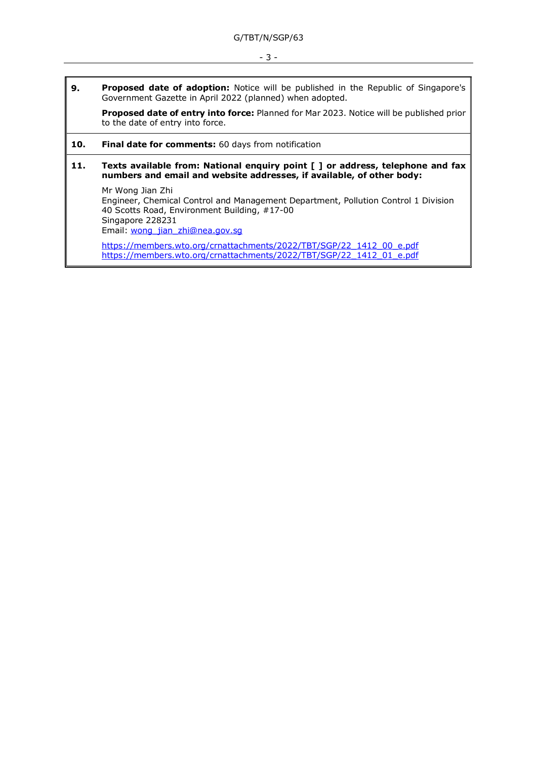**9.** **Proposed date of adoption:** Notice will be published in the Republic of Singapore's Government Gazette in April 2022 (planned) when adopted.

**Proposed date of entry into force:** Planned for Mar 2023. Notice will be published prior to the date of entry into force.

**10.** **Final date for comments:** 60 days from notification

**11.** **Texts available from: National enquiry point [ ] or address, telephone and fax numbers and email and website addresses, if available, of other body:**

Mr Wong Jian Zhi
Engineer, Chemical Control and Management Department, Pollution Control 1 Division
40 Scotts Road, Environment Building, #17-00
Singapore 228231
Email: wong_jian_zhi@nea.gov.sg

https://members.wto.org/crnattachments/2022/TBT/SGP/22_1412_00_e.pdf
https://members.wto.org/crnattachments/2022/TBT/SGP/22_1412_01_e.pdf